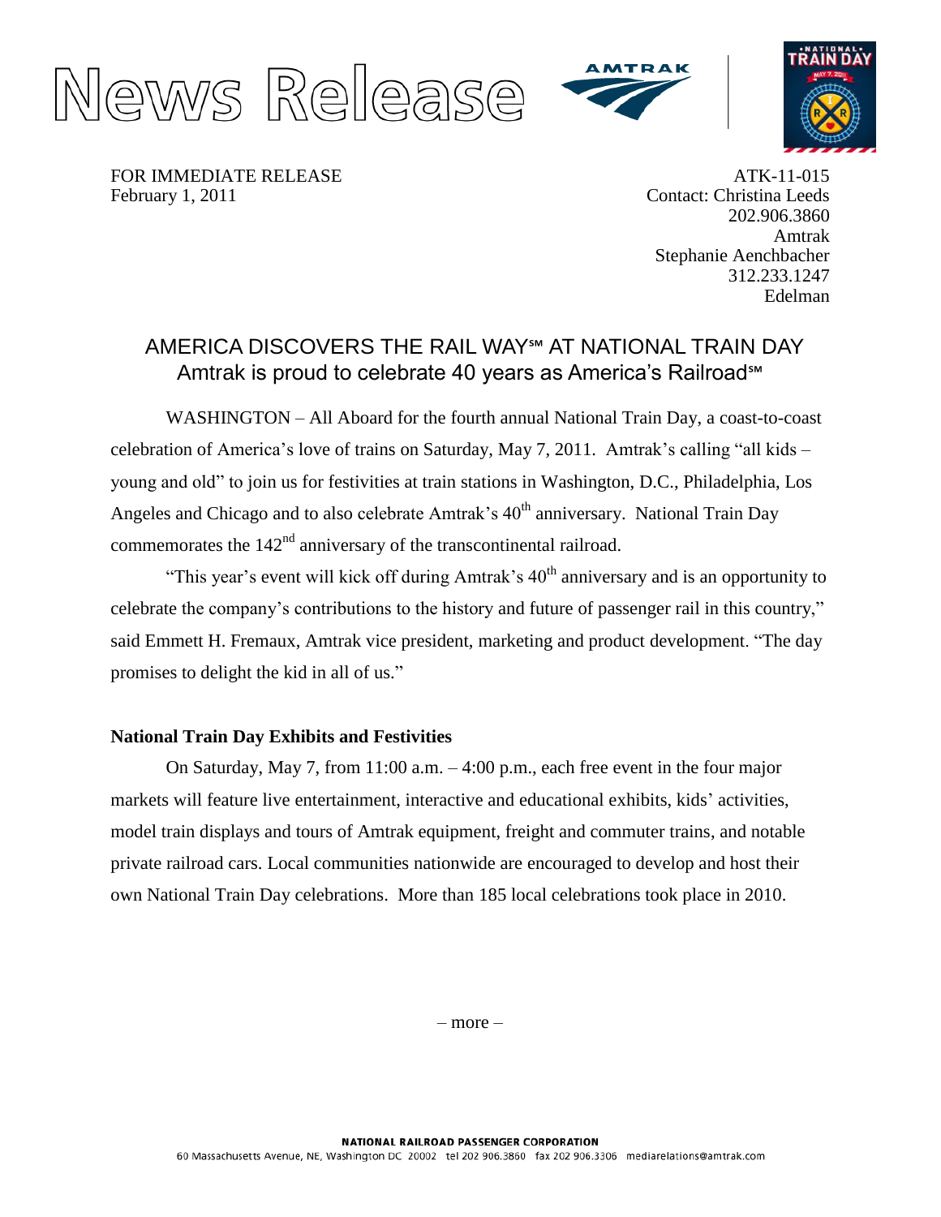# News Release

FOR IMMEDIATE RELEASE
February 1, 2011

ATK-11-015
Contact: Christina Leeds
202.906.3860
Amtrak
Stephanie Aenchbacher
312.233.1247
Edelman

## AMERICA DISCOVERS THE RAIL WAY℠ AT NATIONAL TRAIN DAY

### Amtrak is proud to celebrate 40 years as America's Railroad℠

WASHINGTON – All Aboard for the fourth annual National Train Day, a coast-to-coast celebration of America's love of trains on Saturday, May 7, 2011. Amtrak's calling "all kids – young and old" to join us for festivities at train stations in Washington, D.C., Philadelphia, Los Angeles and Chicago and to also celebrate Amtrak's 40th anniversary. National Train Day commemorates the 142nd anniversary of the transcontinental railroad.

"This year's event will kick off during Amtrak's 40th anniversary and is an opportunity to celebrate the company's contributions to the history and future of passenger rail in this country," said Emmett H. Fremaux, Amtrak vice president, marketing and product development. "The day promises to delight the kid in all of us."

**National Train Day Exhibits and Festivities**

On Saturday, May 7, from 11:00 a.m. – 4:00 p.m., each free event in the four major markets will feature live entertainment, interactive and educational exhibits, kids' activities, model train displays and tours of Amtrak equipment, freight and commuter trains, and notable private railroad cars. Local communities nationwide are encouraged to develop and host their own National Train Day celebrations. More than 185 local celebrations took place in 2010.

– more –

**NATIONAL RAILROAD PASSENGER CORPORATION**
60 Massachusetts Avenue, NE, Washington DC 20002 tel 202 906.3860 fax 202 906.3306 mediarelations@amtrak.com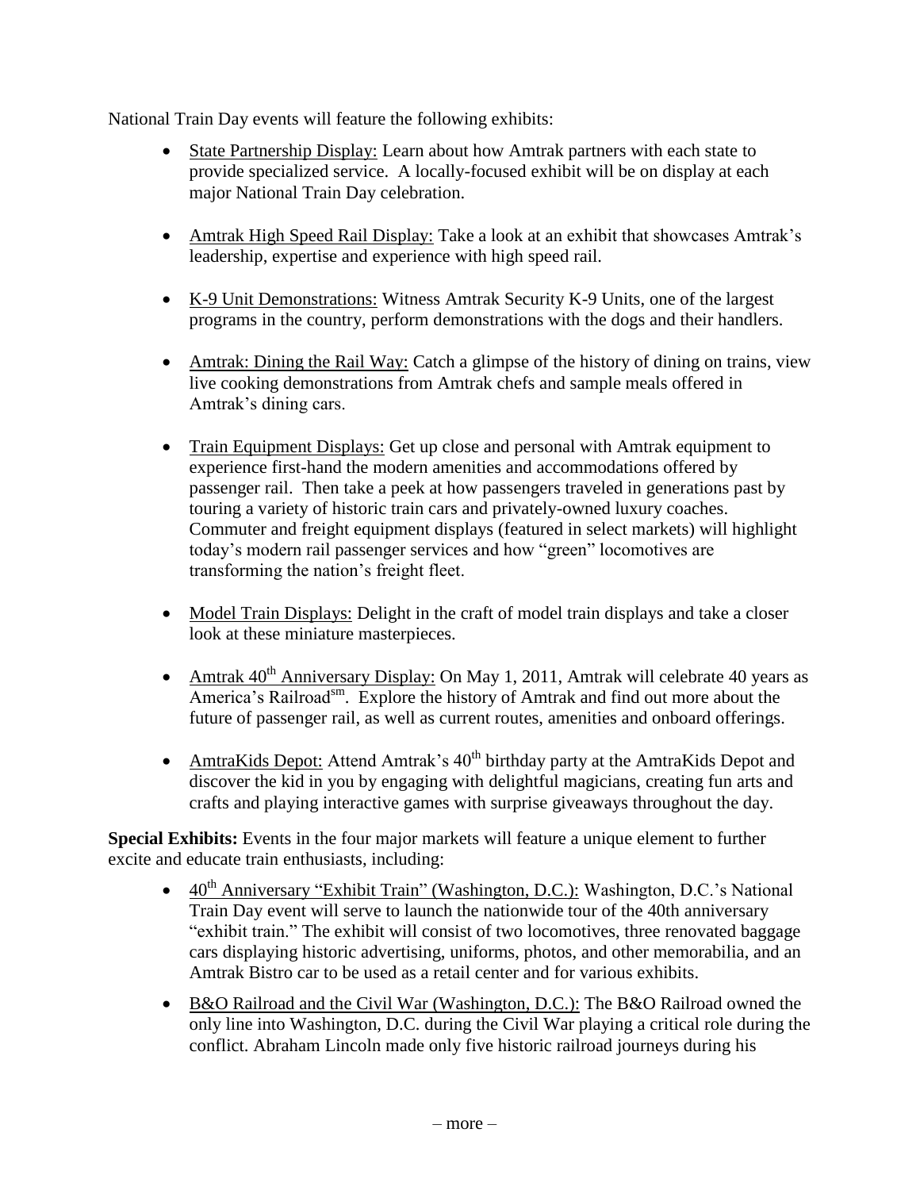National Train Day events will feature the following exhibits:

- State Partnership Display: Learn about how Amtrak partners with each state to provide specialized service. A locally-focused exhibit will be on display at each major National Train Day celebration.
- Amtrak High Speed Rail Display: Take a look at an exhibit that showcases Amtrak's leadership, expertise and experience with high speed rail.
- K-9 Unit Demonstrations: Witness Amtrak Security K-9 Units, one of the largest programs in the country, perform demonstrations with the dogs and their handlers.
- Amtrak: Dining the Rail Way: Catch a glimpse of the history of dining on trains, view live cooking demonstrations from Amtrak chefs and sample meals offered in Amtrak's dining cars.
- Train Equipment Displays: Get up close and personal with Amtrak equipment to experience first-hand the modern amenities and accommodations offered by passenger rail. Then take a peek at how passengers traveled in generations past by touring a variety of historic train cars and privately-owned luxury coaches. Commuter and freight equipment displays (featured in select markets) will highlight today's modern rail passenger services and how "green" locomotives are transforming the nation's freight fleet.
- Model Train Displays: Delight in the craft of model train displays and take a closer look at these miniature masterpieces.
- Amtrak 40th Anniversary Display: On May 1, 2011, Amtrak will celebrate 40 years as America's Railroad℠. Explore the history of Amtrak and find out more about the future of passenger rail, as well as current routes, amenities and onboard offerings.
- AmtraKids Depot: Attend Amtrak's 40th birthday party at the AmtraKids Depot and discover the kid in you by engaging with delightful magicians, creating fun arts and crafts and playing interactive games with surprise giveaways throughout the day.

**Special Exhibits:** Events in the four major markets will feature a unique element to further excite and educate train enthusiasts, including:

- 40th Anniversary "Exhibit Train" (Washington, D.C.): Washington, D.C.'s National Train Day event will serve to launch the nationwide tour of the 40th anniversary "exhibit train." The exhibit will consist of two locomotives, three renovated baggage cars displaying historic advertising, uniforms, photos, and other memorabilia, and an Amtrak Bistro car to be used as a retail center and for various exhibits.
- B&O Railroad and the Civil War (Washington, D.C.): The B&O Railroad owned the only line into Washington, D.C. during the Civil War playing a critical role during the conflict. Abraham Lincoln made only five historic railroad journeys during his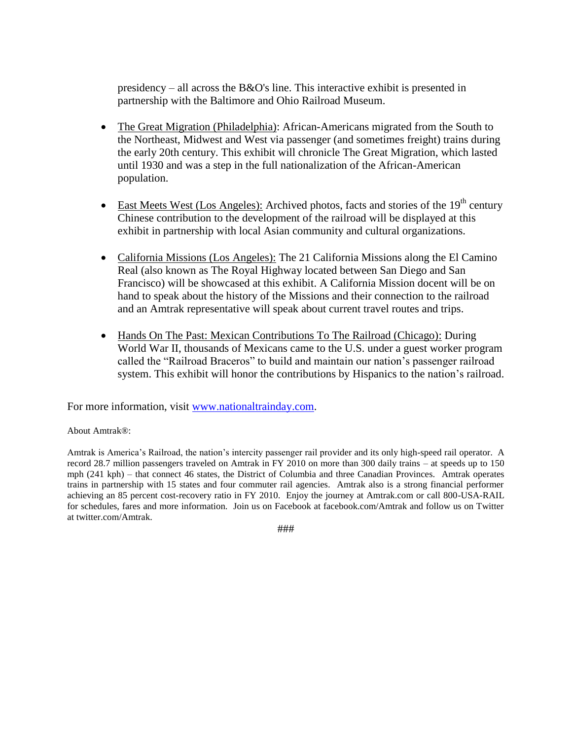presidency – all across the B&O's line. This interactive exhibit is presented in partnership with the Baltimore and Ohio Railroad Museum.

- The Great Migration (Philadelphia): African-Americans migrated from the South to the Northeast, Midwest and West via passenger (and sometimes freight) trains during the early 20th century. This exhibit will chronicle The Great Migration, which lasted until 1930 and was a step in the full nationalization of the African-American population.

- East Meets West (Los Angeles): Archived photos, facts and stories of the 19th century Chinese contribution to the development of the railroad will be displayed at this exhibit in partnership with local Asian community and cultural organizations.

- California Missions (Los Angeles): The 21 California Missions along the El Camino Real (also known as The Royal Highway located between San Diego and San Francisco) will be showcased at this exhibit. A California Mission docent will be on hand to speak about the history of the Missions and their connection to the railroad and an Amtrak representative will speak about current travel routes and trips.

- Hands On The Past: Mexican Contributions To The Railroad (Chicago): During World War II, thousands of Mexicans came to the U.S. under a guest worker program called the "Railroad Braceros" to build and maintain our nation's passenger railroad system. This exhibit will honor the contributions by Hispanics to the nation's railroad.

For more information, visit [www.nationaltrainday.com](http://www.nationaltrainday.com).

About Amtrak®:

Amtrak is America's Railroad, the nation's intercity passenger rail provider and its only high-speed rail operator. A record 28.7 million passengers traveled on Amtrak in FY 2010 on more than 300 daily trains – at speeds up to 150 mph (241 kph) – that connect 46 states, the District of Columbia and three Canadian Provinces. Amtrak operates trains in partnership with 15 states and four commuter rail agencies. Amtrak also is a strong financial performer achieving an 85 percent cost-recovery ratio in FY 2010. Enjoy the journey at Amtrak.com or call 800-USA-RAIL for schedules, fares and more information. Join us on Facebook at facebook.com/Amtrak and follow us on Twitter at twitter.com/Amtrak.

###